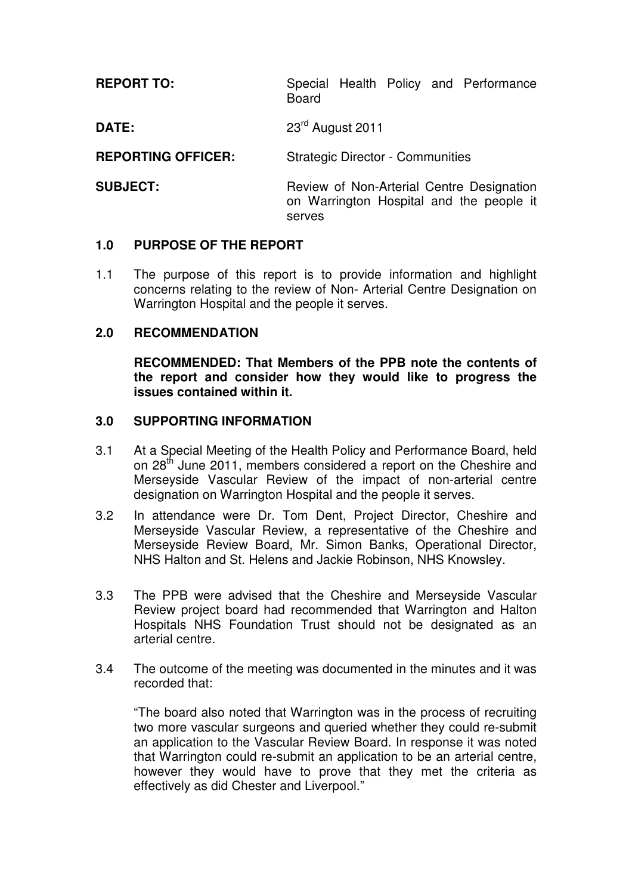| | |
|---|---|
| **REPORT TO:** | Special Health Policy and Performance Board |
| **DATE:** | 23rd August 2011 |
| **REPORTING OFFICER:** | Strategic Director - Communities |
| **SUBJECT:** | Review of Non-Arterial Centre Designation on Warrington Hospital and the people it serves |

## 1.0 PURPOSE OF THE REPORT

1.1 The purpose of this report is to provide information and highlight concerns relating to the review of Non- Arterial Centre Designation on Warrington Hospital and the people it serves.

## 2.0 RECOMMENDATION

**RECOMMENDED: That Members of the PPB note the contents of the report and consider how they would like to progress the issues contained within it.**

## 3.0 SUPPORTING INFORMATION

3.1 At a Special Meeting of the Health Policy and Performance Board, held on 28th June 2011, members considered a report on the Cheshire and Merseyside Vascular Review of the impact of non-arterial centre designation on Warrington Hospital and the people it serves.

3.2 In attendance were Dr. Tom Dent, Project Director, Cheshire and Merseyside Vascular Review, a representative of the Cheshire and Merseyside Review Board, Mr. Simon Banks, Operational Director, NHS Halton and St. Helens and Jackie Robinson, NHS Knowsley.

3.3 The PPB were advised that the Cheshire and Merseyside Vascular Review project board had recommended that Warrington and Halton Hospitals NHS Foundation Trust should not be designated as an arterial centre.

3.4 The outcome of the meeting was documented in the minutes and it was recorded that:

"The board also noted that Warrington was in the process of recruiting two more vascular surgeons and queried whether they could re-submit an application to the Vascular Review Board. In response it was noted that Warrington could re-submit an application to be an arterial centre, however they would have to prove that they met the criteria as effectively as did Chester and Liverpool."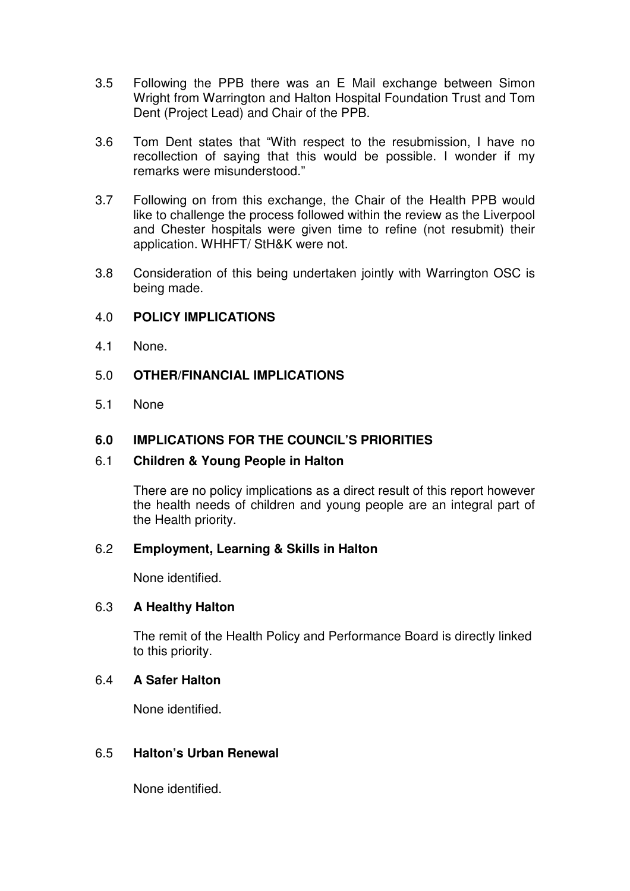3.5 Following the PPB there was an E Mail exchange between Simon Wright from Warrington and Halton Hospital Foundation Trust and Tom Dent (Project Lead) and Chair of the PPB.

3.6 Tom Dent states that "With respect to the resubmission, I have no recollection of saying that this would be possible. I wonder if my remarks were misunderstood."

3.7 Following on from this exchange, the Chair of the Health PPB would like to challenge the process followed within the review as the Liverpool and Chester hospitals were given time to refine (not resubmit) their application. WHHFT/ StH&K were not.

3.8 Consideration of this being undertaken jointly with Warrington OSC is being made.

## 4.0 POLICY IMPLICATIONS

4.1 None.

## 5.0 OTHER/FINANCIAL IMPLICATIONS

5.1 None

## 6.0 IMPLICATIONS FOR THE COUNCIL'S PRIORITIES

### 6.1 Children & Young People in Halton

There are no policy implications as a direct result of this report however the health needs of children and young people are an integral part of the Health priority.

### 6.2 Employment, Learning & Skills in Halton

None identified.

### 6.3 A Healthy Halton

The remit of the Health Policy and Performance Board is directly linked to this priority.

### 6.4 A Safer Halton

None identified.

### 6.5 Halton's Urban Renewal

None identified.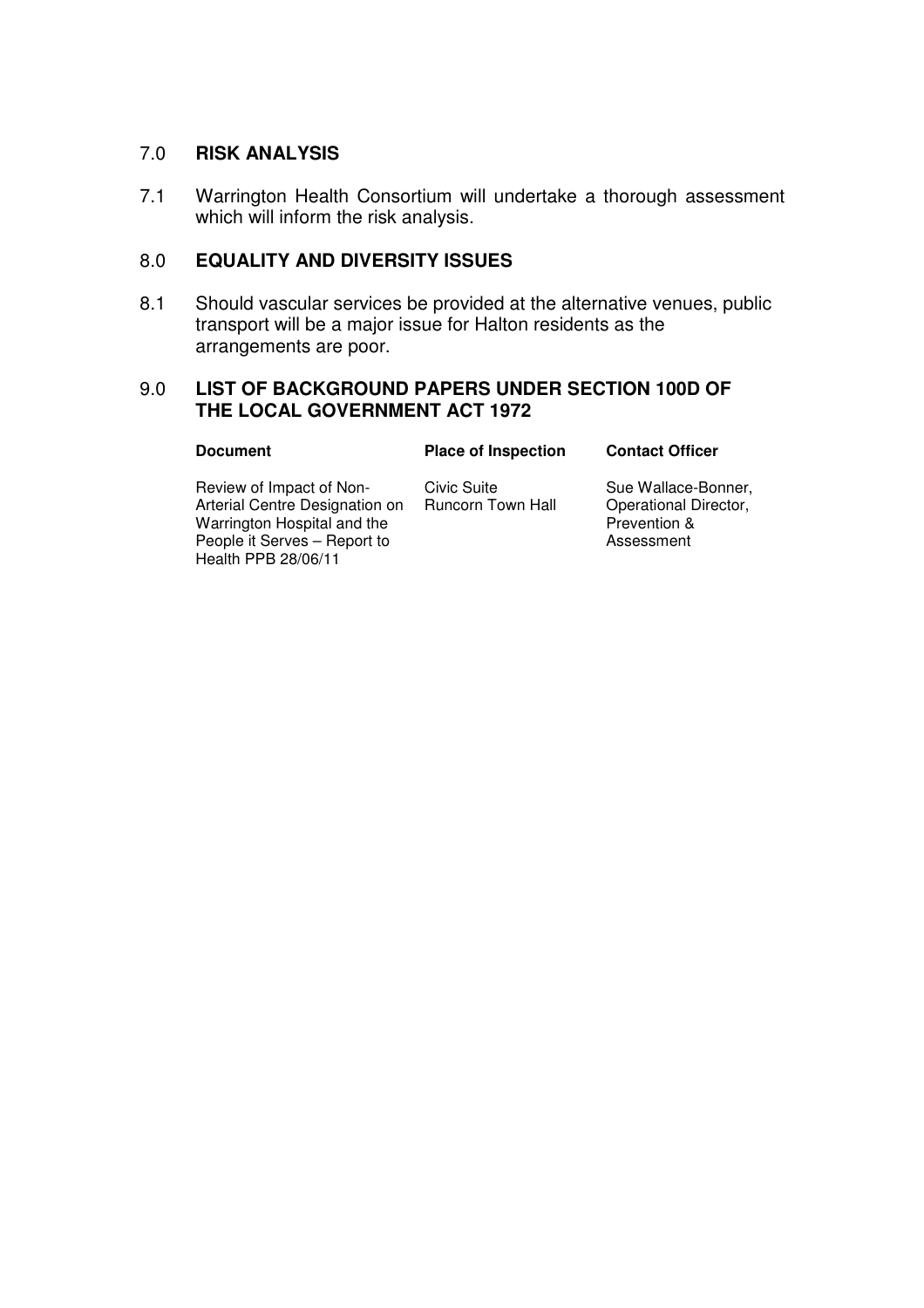## 7.0 RISK ANALYSIS

7.1 Warrington Health Consortium will undertake a thorough assessment which will inform the risk analysis.

## 8.0 EQUALITY AND DIVERSITY ISSUES

8.1 Should vascular services be provided at the alternative venues, public transport will be a major issue for Halton residents as the arrangements are poor.

## 9.0 LIST OF BACKGROUND PAPERS UNDER SECTION 100D OF THE LOCAL GOVERNMENT ACT 1972

| Document | Place of Inspection | Contact Officer |
| --- | --- | --- |
| Review of Impact of Non-Arterial Centre Designation on Warrington Hospital and the People it Serves – Report to Health PPB 28/06/11 | Civic Suite Runcorn Town Hall | Sue Wallace-Bonner, Operational Director, Prevention & Assessment |